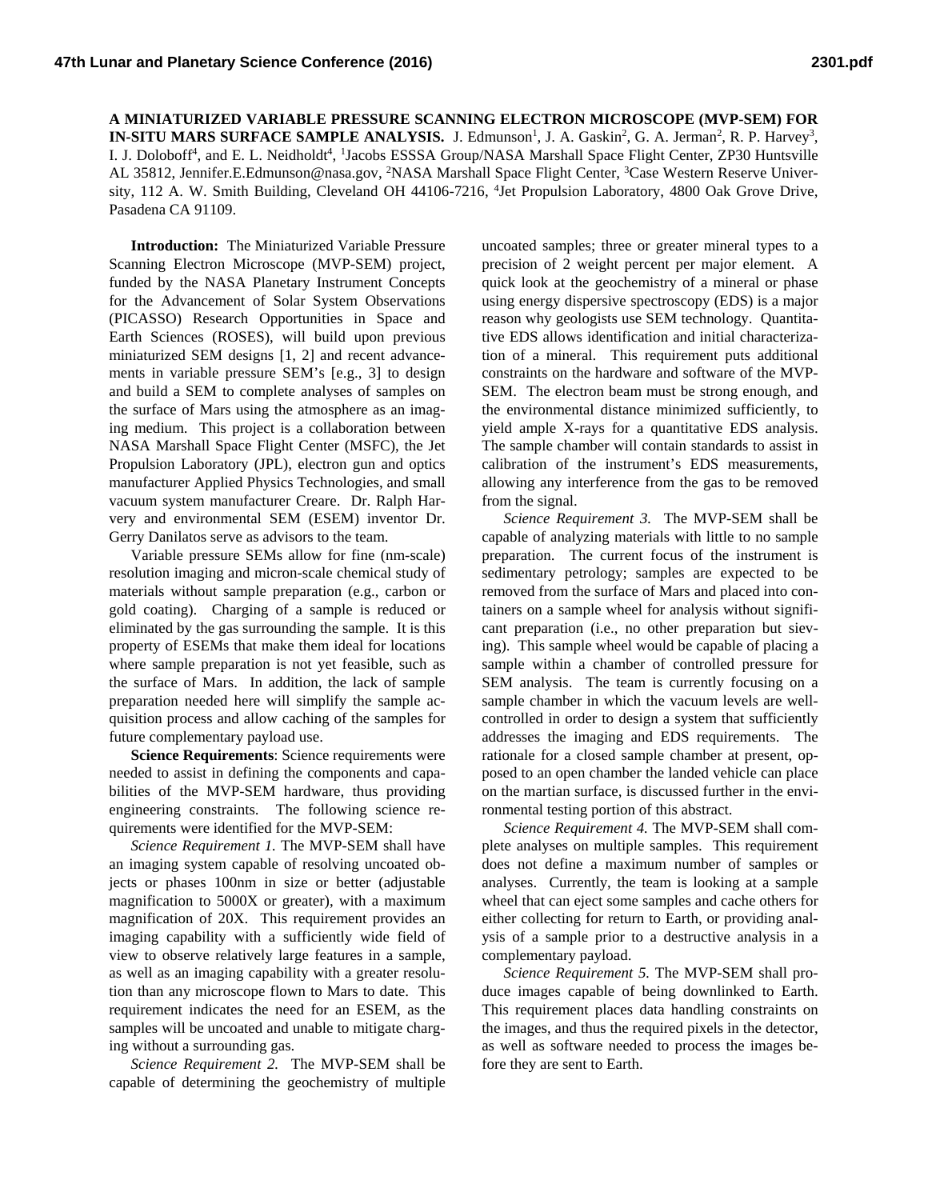**A MINIATURIZED VARIABLE PRESSURE SCANNING ELECTRON MICROSCOPE (MVP-SEM) FOR IN-SITU MARS SURFACE SAMPLE ANALYSIS.** J. Edmunson[1], J. A. Gaskin[2], G. A. Jerman[2], R. P. Harvey[3], I. J. Doloboff[4], and E. L. Neidholdt[4], [1]Jacobs ESSSA Group/NASA Marshall Space Flight Center, ZP30 Huntsville AL 35812, Jennifer.E.Edmunson@nasa.gov, [2]NASA Marshall Space Flight Center, [3]Case Western Reserve University, 112 A. W. Smith Building, Cleveland OH 44106-7216, [4]Jet Propulsion Laboratory, 4800 Oak Grove Drive, Pasadena CA 91109.

**Introduction:** The Miniaturized Variable Pressure Scanning Electron Microscope (MVP-SEM) project, funded by the NASA Planetary Instrument Concepts for the Advancement of Solar System Observations (PICASSO) Research Opportunities in Space and Earth Sciences (ROSES), will build upon previous miniaturized SEM designs [1, 2] and recent advancements in variable pressure SEM's [e.g., 3] to design and build a SEM to complete analyses of samples on the surface of Mars using the atmosphere as an imaging medium. This project is a collaboration between NASA Marshall Space Flight Center (MSFC), the Jet Propulsion Laboratory (JPL), electron gun and optics manufacturer Applied Physics Technologies, and small vacuum system manufacturer Creare. Dr. Ralph Harvey and environmental SEM (ESEM) inventor Dr. Gerry Danilatos serve as advisors to the team.

Variable pressure SEMs allow for fine (nm-scale) resolution imaging and micron-scale chemical study of materials without sample preparation (e.g., carbon or gold coating). Charging of a sample is reduced or eliminated by the gas surrounding the sample. It is this property of ESEMs that make them ideal for locations where sample preparation is not yet feasible, such as the surface of Mars. In addition, the lack of sample preparation needed here will simplify the sample acquisition process and allow caching of the samples for future complementary payload use.

**Science Requirements**: Science requirements were needed to assist in defining the components and capabilities of the MVP-SEM hardware, thus providing engineering constraints. The following science requirements were identified for the MVP-SEM:

*Science Requirement 1.* The MVP-SEM shall have an imaging system capable of resolving uncoated objects or phases 100nm in size or better (adjustable magnification to 5000X or greater), with a maximum magnification of 20X. This requirement provides an imaging capability with a sufficiently wide field of view to observe relatively large features in a sample, as well as an imaging capability with a greater resolution than any microscope flown to Mars to date. This requirement indicates the need for an ESEM, as the samples will be uncoated and unable to mitigate charging without a surrounding gas.

*Science Requirement 2.* The MVP-SEM shall be capable of determining the geochemistry of multiple uncoated samples; three or greater mineral types to a precision of 2 weight percent per major element. A quick look at the geochemistry of a mineral or phase using energy dispersive spectroscopy (EDS) is a major reason why geologists use SEM technology. Quantitative EDS allows identification and initial characterization of a mineral. This requirement puts additional constraints on the hardware and software of the MVP-SEM. The electron beam must be strong enough, and the environmental distance minimized sufficiently, to yield ample X-rays for a quantitative EDS analysis. The sample chamber will contain standards to assist in calibration of the instrument's EDS measurements, allowing any interference from the gas to be removed from the signal.

*Science Requirement 3.* The MVP-SEM shall be capable of analyzing materials with little to no sample preparation. The current focus of the instrument is sedimentary petrology; samples are expected to be removed from the surface of Mars and placed into containers on a sample wheel for analysis without significant preparation (i.e., no other preparation but sieving). This sample wheel would be capable of placing a sample within a chamber of controlled pressure for SEM analysis. The team is currently focusing on a sample chamber in which the vacuum levels are well-controlled in order to design a system that sufficiently addresses the imaging and EDS requirements. The rationale for a closed sample chamber at present, opposed to an open chamber the landed vehicle can place on the martian surface, is discussed further in the environmental testing portion of this abstract.

*Science Requirement 4.* The MVP-SEM shall complete analyses on multiple samples. This requirement does not define a maximum number of samples or analyses. Currently, the team is looking at a sample wheel that can eject some samples and cache others for either collecting for return to Earth, or providing analysis of a sample prior to a destructive analysis in a complementary payload.

*Science Requirement 5.* The MVP-SEM shall produce images capable of being downlinked to Earth. This requirement places data handling constraints on the images, and thus the required pixels in the detector, as well as software needed to process the images before they are sent to Earth.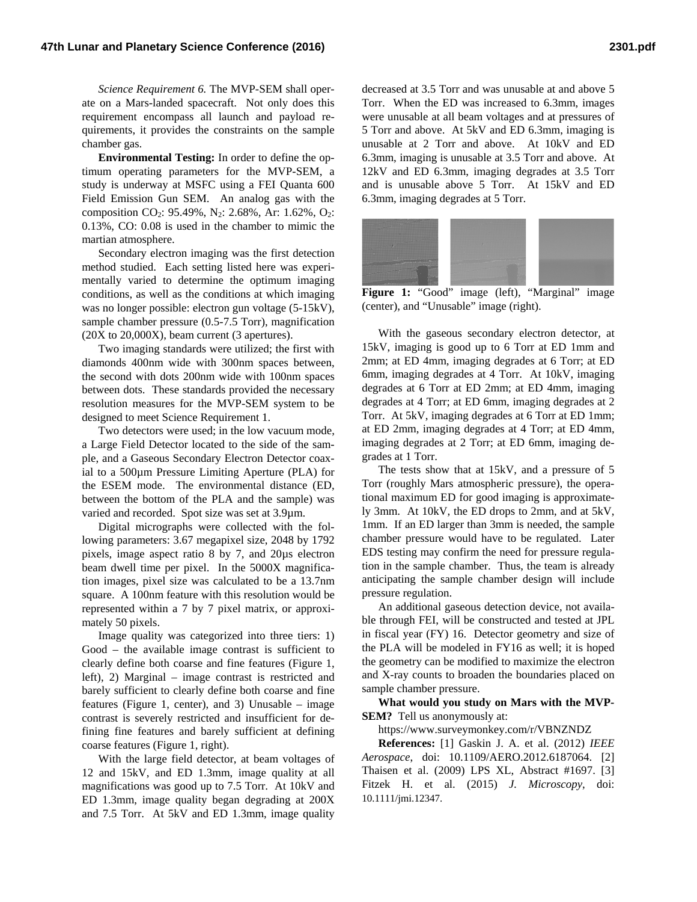*Science Requirement 6.* The MVP-SEM shall operate on a Mars-landed spacecraft. Not only does this requirement encompass all launch and payload requirements, it provides the constraints on the sample chamber gas.

**Environmental Testing:** In order to define the optimum operating parameters for the MVP-SEM, a study is underway at MSFC using a FEI Quanta 600 Field Emission Gun SEM. An analog gas with the composition $CO_2$: 95.49%, $N_2$: 2.68%, Ar: 1.62%, $O_2$: 0.13%, CO: 0.08 is used in the chamber to mimic the martian atmosphere.

Secondary electron imaging was the first detection method studied. Each setting listed here was experimentally varied to determine the optimum imaging conditions, as well as the conditions at which imaging was no longer possible: electron gun voltage (5-15kV), sample chamber pressure (0.5-7.5 Torr), magnification (20X to 20,000X), beam current (3 apertures).

Two imaging standards were utilized; the first with diamonds 400nm wide with 300nm spaces between, the second with dots 200nm wide with 100nm spaces between dots. These standards provided the necessary resolution measures for the MVP-SEM system to be designed to meet Science Requirement 1.

Two detectors were used; in the low vacuum mode, a Large Field Detector located to the side of the sample, and a Gaseous Secondary Electron Detector coaxial to a 500µm Pressure Limiting Aperture (PLA) for the ESEM mode. The environmental distance (ED, between the bottom of the PLA and the sample) was varied and recorded. Spot size was set at 3.9µm.

Digital micrographs were collected with the following parameters: 3.67 megapixel size, 2048 by 1792 pixels, image aspect ratio 8 by 7, and 20µs electron beam dwell time per pixel. In the 5000X magnification images, pixel size was calculated to be a 13.7nm square. A 100nm feature with this resolution would be represented within a 7 by 7 pixel matrix, or approximately 50 pixels.

Image quality was categorized into three tiers: 1) Good – the available image contrast is sufficient to clearly define both coarse and fine features (Figure 1, left), 2) Marginal – image contrast is restricted and barely sufficient to clearly define both coarse and fine features (Figure 1, center), and 3) Unusable – image contrast is severely restricted and insufficient for defining fine features and barely sufficient at defining coarse features (Figure 1, right).

With the large field detector, at beam voltages of 12 and 15kV, and ED 1.3mm, image quality at all magnifications was good up to 7.5 Torr. At 10kV and ED 1.3mm, image quality began degrading at 200X and 7.5 Torr. At 5kV and ED 1.3mm, image quality decreased at 3.5 Torr and was unusable at and above 5 Torr. When the ED was increased to 6.3mm, images were unusable at all beam voltages and at pressures of 5 Torr and above. At 5kV and ED 6.3mm, imaging is unusable at 2 Torr and above. At 10kV and ED 6.3mm, imaging is unusable at 3.5 Torr and above. At 12kV and ED 6.3mm, imaging degrades at 3.5 Torr and is unusable above 5 Torr. At 15kV and ED 6.3mm, imaging degrades at 5 Torr.

**Figure 1:** "Good" image (left), "Marginal" image (center), and "Unusable" image (right).

With the gaseous secondary electron detector, at 15kV, imaging is good up to 6 Torr at ED 1mm and 2mm; at ED 4mm, imaging degrades at 6 Torr; at ED 6mm, imaging degrades at 4 Torr. At 10kV, imaging degrades at 6 Torr at ED 2mm; at ED 4mm, imaging degrades at 4 Torr; at ED 6mm, imaging degrades at 2 Torr. At 5kV, imaging degrades at 6 Torr at ED 1mm; at ED 2mm, imaging degrades at 4 Torr; at ED 4mm, imaging degrades at 2 Torr; at ED 6mm, imaging degrades at 1 Torr.

The tests show that at 15kV, and a pressure of 5 Torr (roughly Mars atmospheric pressure), the operational maximum ED for good imaging is approximately 3mm. At 10kV, the ED drops to 2mm, and at 5kV, 1mm. If an ED larger than 3mm is needed, the sample chamber pressure would have to be regulated. Later EDS testing may confirm the need for pressure regulation in the sample chamber. Thus, the team is already anticipating the sample chamber design will include pressure regulation.

An additional gaseous detection device, not available through FEI, will be constructed and tested at JPL in fiscal year (FY) 16. Detector geometry and size of the PLA will be modeled in FY16 as well; it is hoped the geometry can be modified to maximize the electron and X-ray counts to broaden the boundaries placed on sample chamber pressure.

**What would you study on Mars with the MVP-SEM?** Tell us anonymously at: https://www.surveymonkey.com/r/VBNZNDZ

**References:** [1] Gaskin J. A. et al. (2012) *IEEE Aerospace*, doi: 10.1109/AERO.2012.6187064. [2] Thaisen et al. (2009) LPS XL, Abstract #1697. [3] Fitzek H. et al. (2015) *J. Microscopy*, doi: 10.1111/jmi.12347.